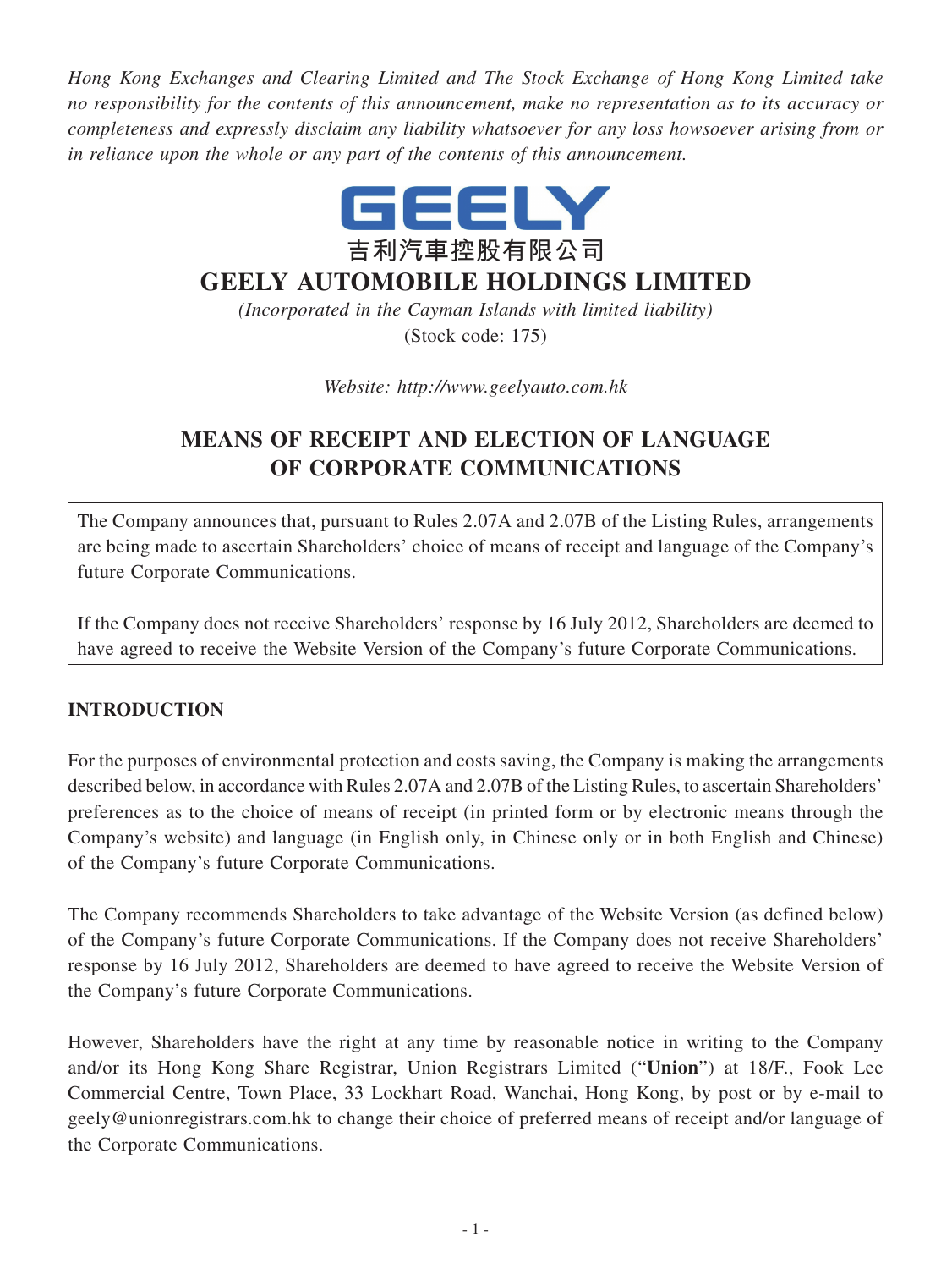*Hong Kong Exchanges and Clearing Limited and The Stock Exchange of Hong Kong Limited take no responsibility for the contents of this announcement, make no representation as to its accuracy or completeness and expressly disclaim any liability whatsoever for any loss howsoever arising from or in reliance upon the whole or any part of the contents of this announcement.*

GEELY

吉利汽車控股有限公司

# GEELY AUTOMOBILE HOLDINGS LIMITED

*(Incorporated in the Cayman Islands with limited liability)*

(Stock code: 175)

*Website: http://www.geelyauto.com.hk*

## MEANS OF RECEIPT AND ELECTION OF LANGUAGE OF CORPORATE COMMUNICATIONS

The Company announces that, pursuant to Rules 2.07A and 2.07B of the Listing Rules, arrangements are being made to ascertain Shareholders' choice of means of receipt and language of the Company's future Corporate Communications.

If the Company does not receive Shareholders' response by 16 July 2012, Shareholders are deemed to have agreed to receive the Website Version of the Company's future Corporate Communications.

### INTRODUCTION

For the purposes of environmental protection and costs saving, the Company is making the arrangements described below, in accordance with Rules 2.07A and 2.07B of the Listing Rules, to ascertain Shareholders' preferences as to the choice of means of receipt (in printed form or by electronic means through the Company's website) and language (in English only, in Chinese only or in both English and Chinese) of the Company's future Corporate Communications.

The Company recommends Shareholders to take advantage of the Website Version (as defined below) of the Company's future Corporate Communications. If the Company does not receive Shareholders' response by 16 July 2012, Shareholders are deemed to have agreed to receive the Website Version of the Company's future Corporate Communications.

However, Shareholders have the right at any time by reasonable notice in writing to the Company and/or its Hong Kong Share Registrar, Union Registrars Limited ("**Union**") at 18/F., Fook Lee Commercial Centre, Town Place, 33 Lockhart Road, Wanchai, Hong Kong, by post or by e-mail to geely@unionregistrars.com.hk to change their choice of preferred means of receipt and/or language of the Corporate Communications.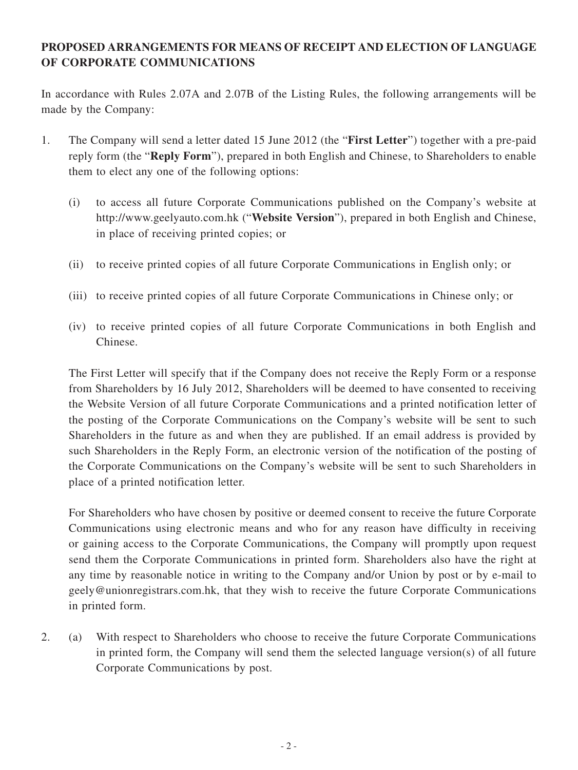**PROPOSED ARRANGEMENTS FOR MEANS OF RECEIPT AND ELECTION OF LANGUAGE OF CORPORATE COMMUNICATIONS**

In accordance with Rules 2.07A and 2.07B of the Listing Rules, the following arrangements will be made by the Company:

1. The Company will send a letter dated 15 June 2012 (the "**First Letter**") together with a pre-paid reply form (the "**Reply Form**"), prepared in both English and Chinese, to Shareholders to enable them to elect any one of the following options:

   (i) to access all future Corporate Communications published on the Company's website at http://www.geelyauto.com.hk ("**Website Version**"), prepared in both English and Chinese, in place of receiving printed copies; or

   (ii) to receive printed copies of all future Corporate Communications in English only; or

   (iii) to receive printed copies of all future Corporate Communications in Chinese only; or

   (iv) to receive printed copies of all future Corporate Communications in both English and Chinese.

   The First Letter will specify that if the Company does not receive the Reply Form or a response from Shareholders by 16 July 2012, Shareholders will be deemed to have consented to receiving the Website Version of all future Corporate Communications and a printed notification letter of the posting of the Corporate Communications on the Company's website will be sent to such Shareholders in the future as and when they are published. If an email address is provided by such Shareholders in the Reply Form, an electronic version of the notification of the posting of the Corporate Communications on the Company's website will be sent to such Shareholders in place of a printed notification letter.

   For Shareholders who have chosen by positive or deemed consent to receive the future Corporate Communications using electronic means and who for any reason have difficulty in receiving or gaining access to the Corporate Communications, the Company will promptly upon request send them the Corporate Communications in printed form. Shareholders also have the right at any time by reasonable notice in writing to the Company and/or Union by post or by e-mail to geely@unionregistrars.com.hk, that they wish to receive the future Corporate Communications in printed form.

2. (a) With respect to Shareholders who choose to receive the future Corporate Communications in printed form, the Company will send them the selected language version(s) of all future Corporate Communications by post.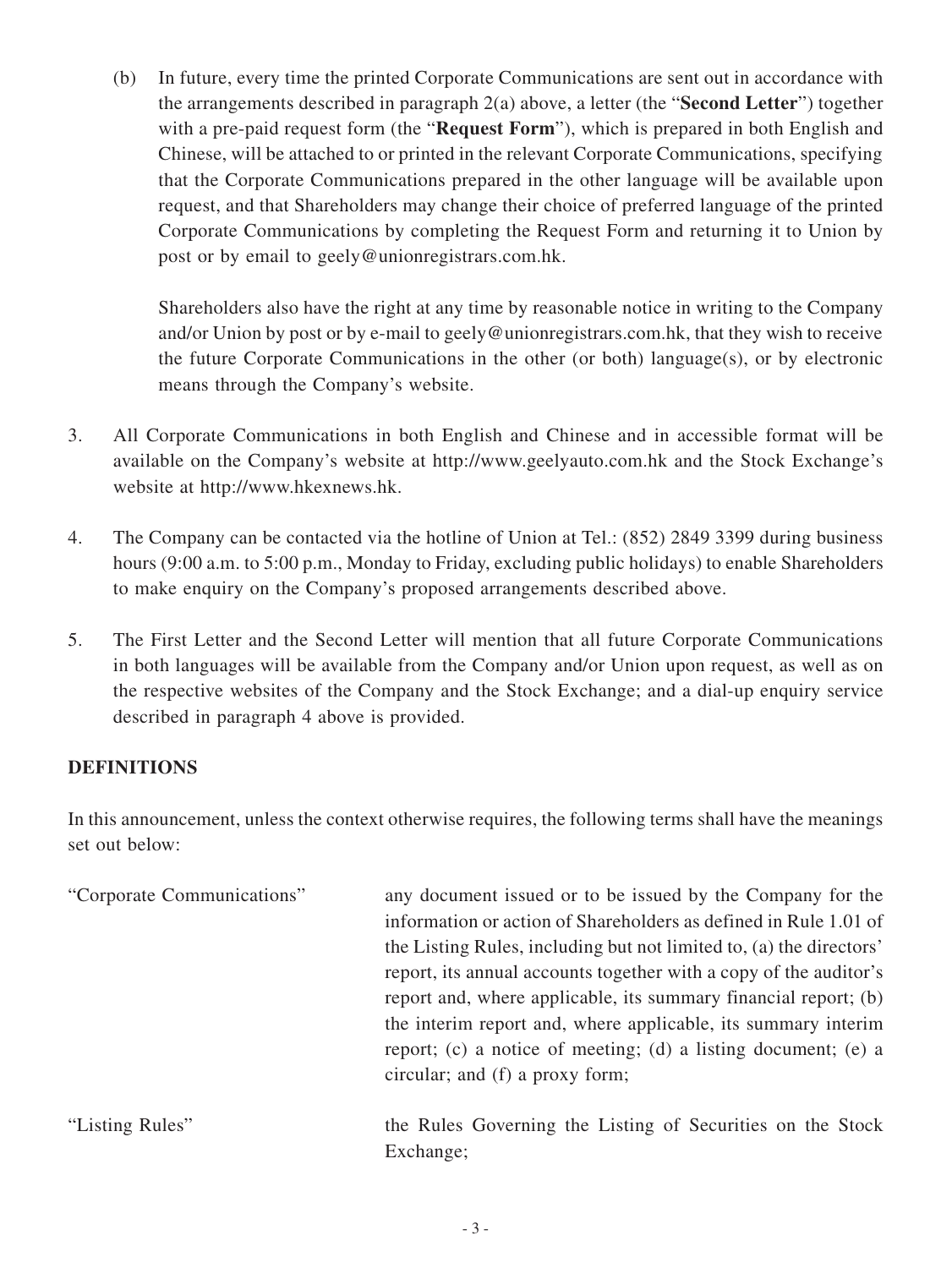(b) In future, every time the printed Corporate Communications are sent out in accordance with the arrangements described in paragraph 2(a) above, a letter (the "**Second Letter**") together with a pre-paid request form (the "**Request Form**"), which is prepared in both English and Chinese, will be attached to or printed in the relevant Corporate Communications, specifying that the Corporate Communications prepared in the other language will be available upon request, and that Shareholders may change their choice of preferred language of the printed Corporate Communications by completing the Request Form and returning it to Union by post or by email to geely@unionregistrars.com.hk.

Shareholders also have the right at any time by reasonable notice in writing to the Company and/or Union by post or by e-mail to geely@unionregistrars.com.hk, that they wish to receive the future Corporate Communications in the other (or both) language(s), or by electronic means through the Company's website.

3. All Corporate Communications in both English and Chinese and in accessible format will be available on the Company's website at http://www.geelyauto.com.hk and the Stock Exchange's website at http://www.hkexnews.hk.

4. The Company can be contacted via the hotline of Union at Tel.: (852) 2849 3399 during business hours (9:00 a.m. to 5:00 p.m., Monday to Friday, excluding public holidays) to enable Shareholders to make enquiry on the Company's proposed arrangements described above.

5. The First Letter and the Second Letter will mention that all future Corporate Communications in both languages will be available from the Company and/or Union upon request, as well as on the respective websites of the Company and the Stock Exchange; and a dial-up enquiry service described in paragraph 4 above is provided.

## DEFINITIONS

In this announcement, unless the context otherwise requires, the following terms shall have the meanings set out below:

| | |
|---|---|
| "Corporate Communications" | any document issued or to be issued by the Company for the information or action of Shareholders as defined in Rule 1.01 of the Listing Rules, including but not limited to, (a) the directors' report, its annual accounts together with a copy of the auditor's report and, where applicable, its summary financial report; (b) the interim report and, where applicable, its summary interim report; (c) a notice of meeting; (d) a listing document; (e) a circular; and (f) a proxy form; |
| "Listing Rules" | the Rules Governing the Listing of Securities on the Stock Exchange; |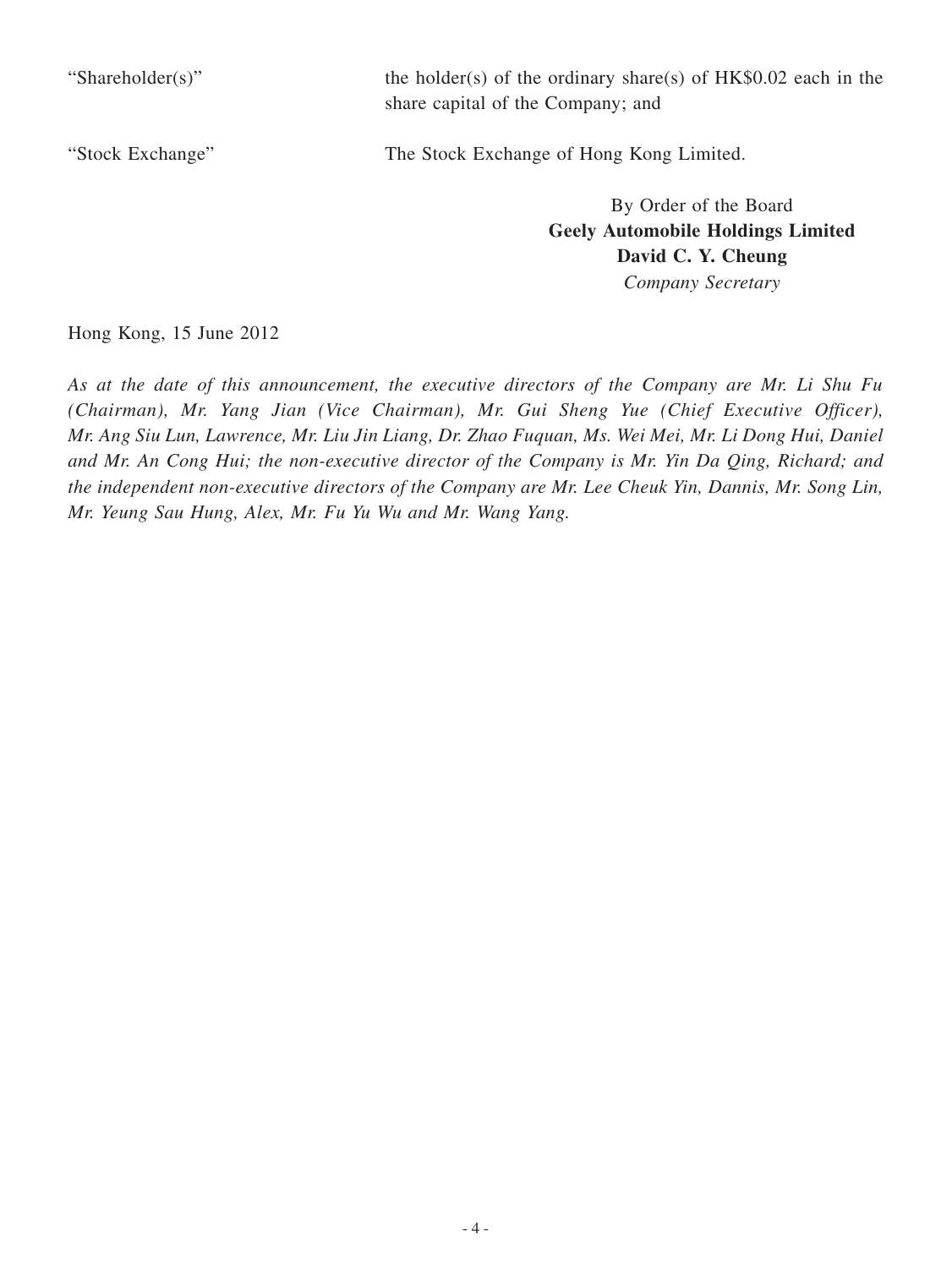| | |
|---|---|
| "Shareholder(s)" | the holder(s) of the ordinary share(s) of HK$0.02 each in the share capital of the Company; and |
| "Stock Exchange" | The Stock Exchange of Hong Kong Limited. |

By Order of the Board
**Geely Automobile Holdings Limited**
**David C. Y. Cheung**
*Company Secretary*

Hong Kong, 15 June 2012

*As at the date of this announcement, the executive directors of the Company are Mr. Li Shu Fu (Chairman), Mr. Yang Jian (Vice Chairman), Mr. Gui Sheng Yue (Chief Executive Officer), Mr. Ang Siu Lun, Lawrence, Mr. Liu Jin Liang, Dr. Zhao Fuquan, Ms. Wei Mei, Mr. Li Dong Hui, Daniel and Mr. An Cong Hui; the non-executive director of the Company is Mr. Yin Da Qing, Richard; and the independent non-executive directors of the Company are Mr. Lee Cheuk Yin, Dannis, Mr. Song Lin, Mr. Yeung Sau Hung, Alex, Mr. Fu Yu Wu and Mr. Wang Yang.*